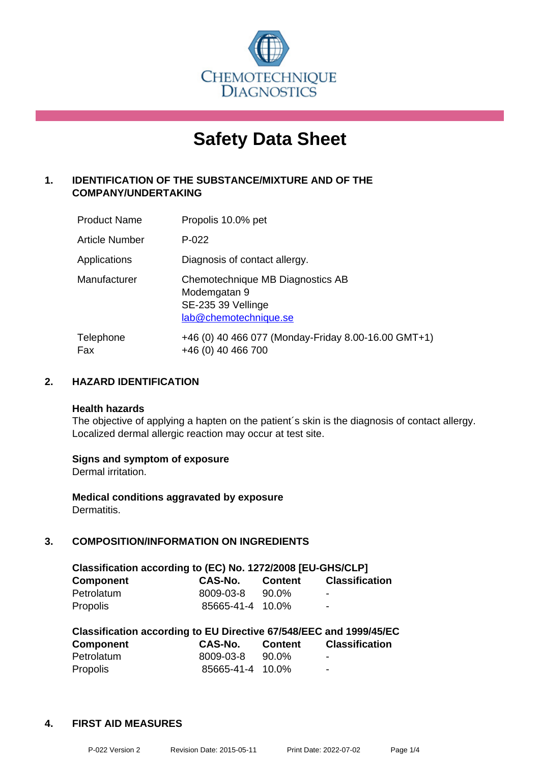CHEMOTECHNIQUE DIAGNOSTICS

# Safety Data Sheet

## 1. IDENTIFICATION OF THE SUBSTANCE/MIXTURE AND OF THE COMPANY/UNDERTAKING

| | |
|---|---|
| Product Name | Propolis 10.0% pet |
| Article Number | P-022 |
| Applications | Diagnosis of contact allergy. |
| Manufacturer | Chemotechnique MB Diagnostics AB<br>Modemgatan 9<br>SE-235 39 Vellinge<br>lab@chemotechnique.se |
| Telephone<br>Fax | +46 (0) 40 466 077 (Monday-Friday 8.00-16.00 GMT+1)<br>+46 (0) 40 466 700 |

## 2. HAZARD IDENTIFICATION

**Health hazards**
The objective of applying a hapten on the patient´s skin is the diagnosis of contact allergy. Localized dermal allergic reaction may occur at test site.

**Signs and symptom of exposure**
Dermal irritation.

**Medical conditions aggravated by exposure**
Dermatitis.

## 3. COMPOSITION/INFORMATION ON INGREDIENTS

**Classification according to (EC) No. 1272/2008 [EU-GHS/CLP]**

| Component | CAS-No. | Content | Classification |
|---|---|---|---|
| Petrolatum | 8009-03-8 | 90.0% | - |
| Propolis | 85665-41-4 | 10.0% | - |

**Classification according to EU Directive 67/548/EEC and 1999/45/EC**

| Component | CAS-No. | Content | Classification |
|---|---|---|---|
| Petrolatum | 8009-03-8 | 90.0% | - |
| Propolis | 85665-41-4 | 10.0% | - |

## 4. FIRST AID MEASURES

P-022 Version 2 Revision Date: 2015-05-11 Print Date: 2022-07-02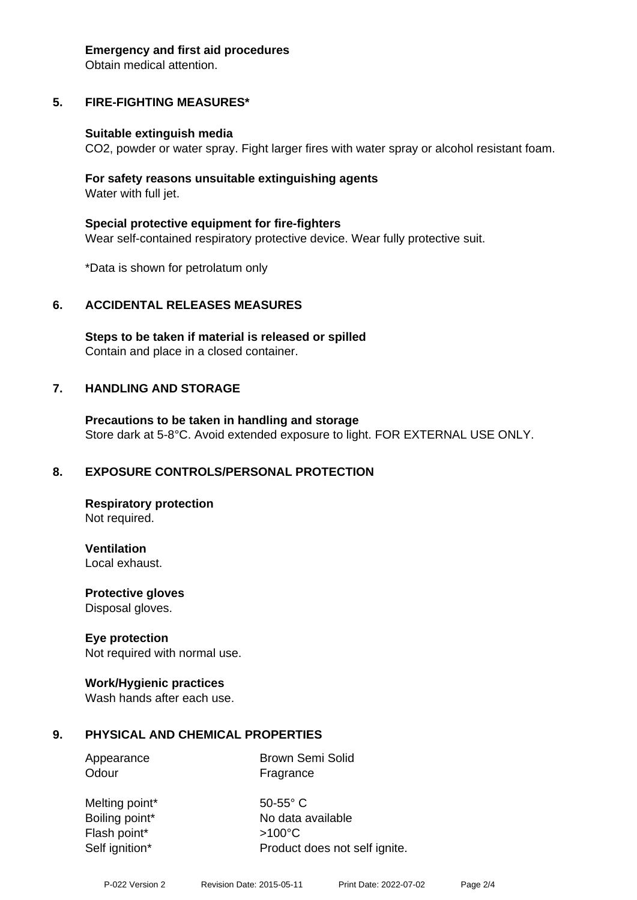**Emergency and first aid procedures**
Obtain medical attention.

## 5. FIRE-FIGHTING MEASURES*

**Suitable extinguish media**
$CO_2$, powder or water spray. Fight larger fires with water spray or alcohol resistant foam.

**For safety reasons unsuitable extinguishing agents**
Water with full jet.

**Special protective equipment for fire-fighters**
Wear self-contained respiratory protective device. Wear fully protective suit.

*Data is shown for petrolatum only

## 6. ACCIDENTAL RELEASES MEASURES

**Steps to be taken if material is released or spilled**
Contain and place in a closed container.

## 7. HANDLING AND STORAGE

**Precautions to be taken in handling and storage**
Store dark at 5-8°C. Avoid extended exposure to light. FOR EXTERNAL USE ONLY.

## 8. EXPOSURE CONTROLS/PERSONAL PROTECTION

**Respiratory protection**
Not required.

**Ventilation**
Local exhaust.

**Protective gloves**
Disposal gloves.

**Eye protection**
Not required with normal use.

**Work/Hygienic practices**
Wash hands after each use.

## 9. PHYSICAL AND CHEMICAL PROPERTIES

| | |
|---|---|
| Appearance | Brown Semi Solid |
| Odour | Fragrance |
| Melting point* | 50-55° C |
| Boiling point* | No data available |
| Flash point* | >100°C |
| Self ignition* | Product does not self ignite. |

P-022 Version 2 Revision Date: 2015-05-11 Print Date: 2022-07-02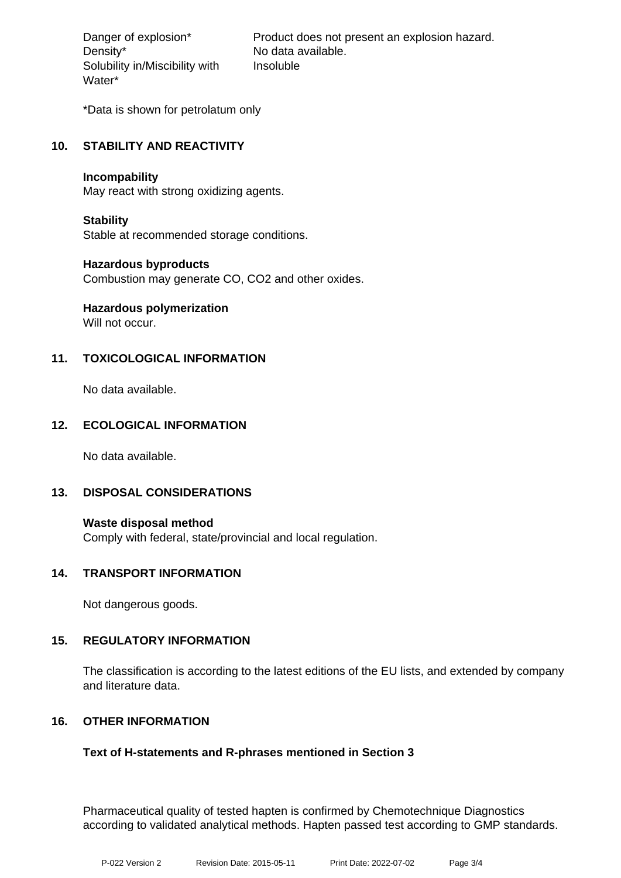| | |
|---|---|
| Danger of explosion* | Product does not present an explosion hazard. |
| Density* | No data available. |
| Solubility in/Miscibility with Water* | Insoluble |

*Data is shown for petrolatum only

## 10. STABILITY AND REACTIVITY

**Incompability**
May react with strong oxidizing agents.

**Stability**
Stable at recommended storage conditions.

**Hazardous byproducts**
Combustion may generate CO, $CO_2$ and other oxides.

**Hazardous polymerization**
Will not occur.

## 11. TOXICOLOGICAL INFORMATION

No data available.

## 12. ECOLOGICAL INFORMATION

No data available.

## 13. DISPOSAL CONSIDERATIONS

**Waste disposal method**
Comply with federal, state/provincial and local regulation.

## 14. TRANSPORT INFORMATION

Not dangerous goods.

## 15. REGULATORY INFORMATION

The classification is according to the latest editions of the EU lists, and extended by company and literature data.

## 16. OTHER INFORMATION

**Text of H-statements and R-phrases mentioned in Section 3**

Pharmaceutical quality of tested hapten is confirmed by Chemotechnique Diagnostics according to validated analytical methods. Hapten passed test according to GMP standards.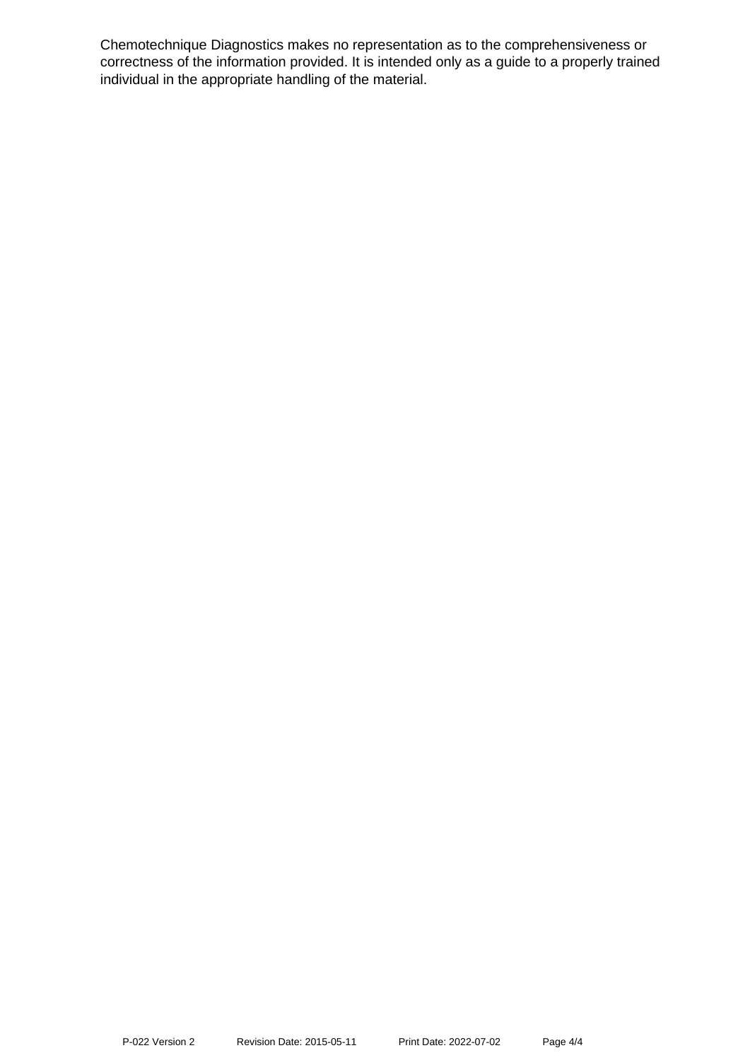Chemotechnique Diagnostics makes no representation as to the comprehensiveness or correctness of the information provided. It is intended only as a guide to a properly trained individual in the appropriate handling of the material.